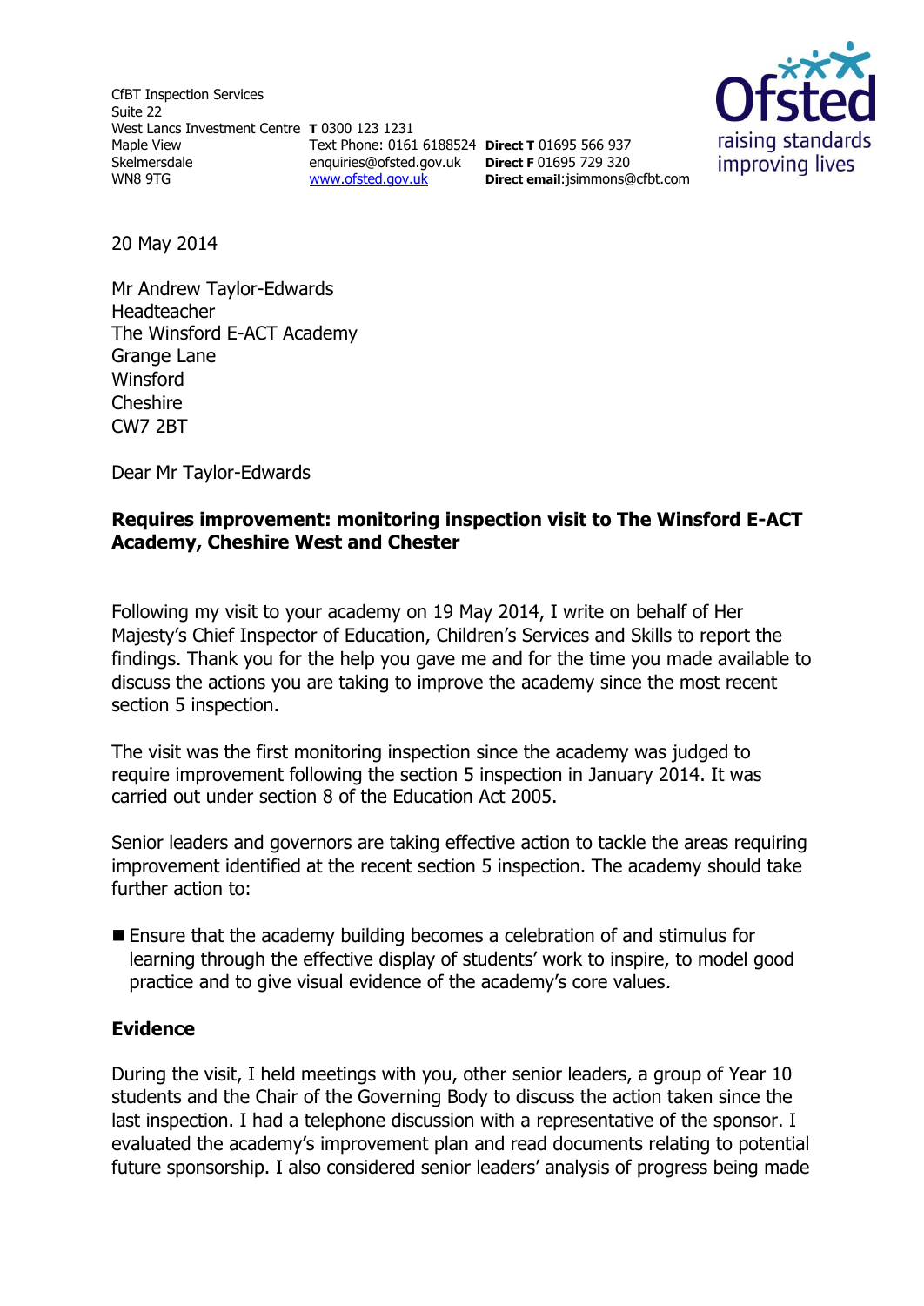CfBT Inspection Services
Suite 22
West Lancs Investment Centre
Maple View
Skelmersdale
WN8 9TG

**T** 0300 123 1231
Text Phone: 0161 6188524
enquiries@ofsted.gov.uk
www.ofsted.gov.uk

**Direct T** 01695 566 937
**Direct F** 01695 729 320
**Direct email**:jsimmons@cfbt.com

Ofsted
raising standards
improving lives

20 May 2014

Mr Andrew Taylor-Edwards
Headteacher
The Winsford E-ACT Academy
Grange Lane
Winsford
Cheshire
CW7 2BT

Dear Mr Taylor-Edwards

**Requires improvement: monitoring inspection visit to The Winsford E-ACT Academy, Cheshire West and Chester**

Following my visit to your academy on 19 May 2014, I write on behalf of Her Majesty's Chief Inspector of Education, Children's Services and Skills to report the findings. Thank you for the help you gave me and for the time you made available to discuss the actions you are taking to improve the academy since the most recent section 5 inspection.

The visit was the first monitoring inspection since the academy was judged to require improvement following the section 5 inspection in January 2014. It was carried out under section 8 of the Education Act 2005.

Senior leaders and governors are taking effective action to tackle the areas requiring improvement identified at the recent section 5 inspection. The academy should take further action to:

- Ensure that the academy building becomes a celebration of and stimulus for learning through the effective display of students' work to inspire, to model good practice and to give visual evidence of the academy's core values.

**Evidence**

During the visit, I held meetings with you, other senior leaders, a group of Year 10 students and the Chair of the Governing Body to discuss the action taken since the last inspection. I had a telephone discussion with a representative of the sponsor. I evaluated the academy's improvement plan and read documents relating to potential future sponsorship. I also considered senior leaders' analysis of progress being made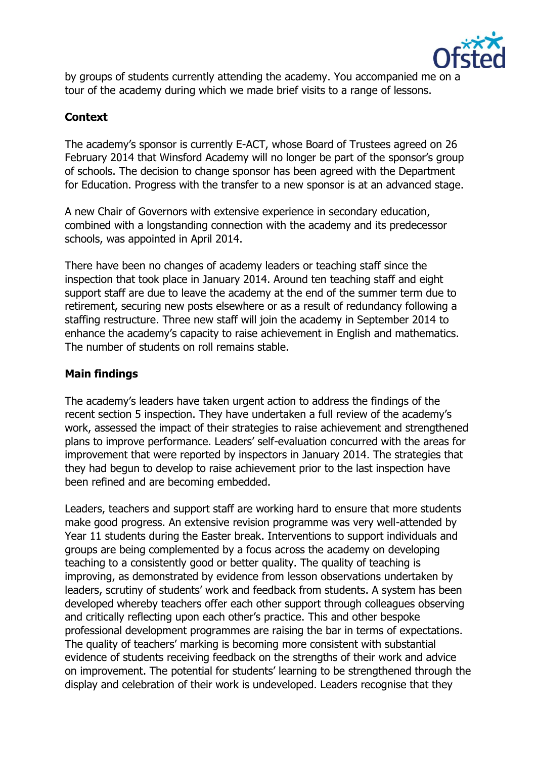by groups of students currently attending the academy. You accompanied me on a tour of the academy during which we made brief visits to a range of lessons.

**Context**

The academy's sponsor is currently E-ACT, whose Board of Trustees agreed on 26 February 2014 that Winsford Academy will no longer be part of the sponsor's group of schools. The decision to change sponsor has been agreed with the Department for Education. Progress with the transfer to a new sponsor is at an advanced stage.

A new Chair of Governors with extensive experience in secondary education, combined with a longstanding connection with the academy and its predecessor schools, was appointed in April 2014.

There have been no changes of academy leaders or teaching staff since the inspection that took place in January 2014. Around ten teaching staff and eight support staff are due to leave the academy at the end of the summer term due to retirement, securing new posts elsewhere or as a result of redundancy following a staffing restructure. Three new staff will join the academy in September 2014 to enhance the academy's capacity to raise achievement in English and mathematics. The number of students on roll remains stable.

**Main findings**

The academy's leaders have taken urgent action to address the findings of the recent section 5 inspection. They have undertaken a full review of the academy's work, assessed the impact of their strategies to raise achievement and strengthened plans to improve performance. Leaders' self-evaluation concurred with the areas for improvement that were reported by inspectors in January 2014. The strategies that they had begun to develop to raise achievement prior to the last inspection have been refined and are becoming embedded.

Leaders, teachers and support staff are working hard to ensure that more students make good progress. An extensive revision programme was very well-attended by Year 11 students during the Easter break. Interventions to support individuals and groups are being complemented by a focus across the academy on developing teaching to a consistently good or better quality. The quality of teaching is improving, as demonstrated by evidence from lesson observations undertaken by leaders, scrutiny of students' work and feedback from students. A system has been developed whereby teachers offer each other support through colleagues observing and critically reflecting upon each other's practice. This and other bespoke professional development programmes are raising the bar in terms of expectations. The quality of teachers' marking is becoming more consistent with substantial evidence of students receiving feedback on the strengths of their work and advice on improvement. The potential for students' learning to be strengthened through the display and celebration of their work is undeveloped. Leaders recognise that they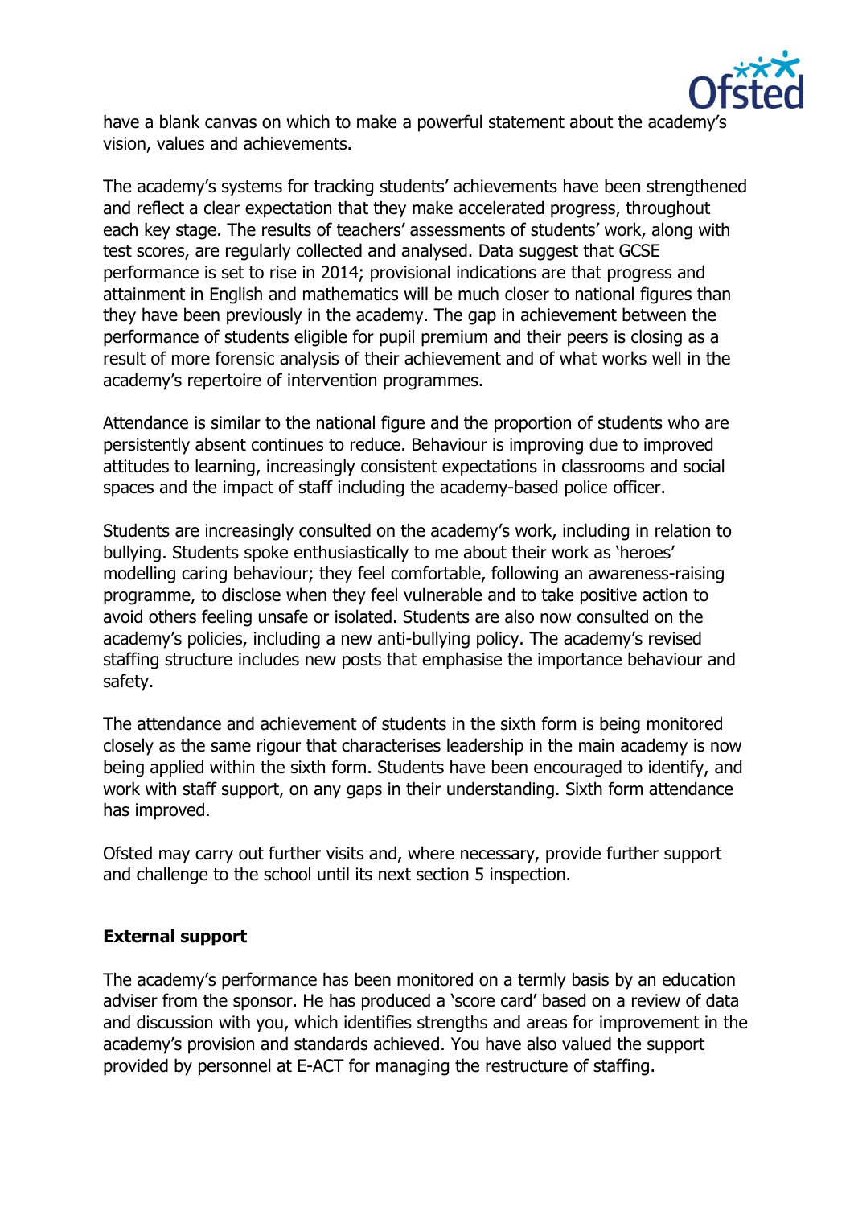have a blank canvas on which to make a powerful statement about the academy's vision, values and achievements.

The academy's systems for tracking students' achievements have been strengthened and reflect a clear expectation that they make accelerated progress, throughout each key stage. The results of teachers' assessments of students' work, along with test scores, are regularly collected and analysed. Data suggest that GCSE performance is set to rise in 2014; provisional indications are that progress and attainment in English and mathematics will be much closer to national figures than they have been previously in the academy. The gap in achievement between the performance of students eligible for pupil premium and their peers is closing as a result of more forensic analysis of their achievement and of what works well in the academy's repertoire of intervention programmes.

Attendance is similar to the national figure and the proportion of students who are persistently absent continues to reduce. Behaviour is improving due to improved attitudes to learning, increasingly consistent expectations in classrooms and social spaces and the impact of staff including the academy-based police officer.

Students are increasingly consulted on the academy's work, including in relation to bullying. Students spoke enthusiastically to me about their work as 'heroes' modelling caring behaviour; they feel comfortable, following an awareness-raising programme, to disclose when they feel vulnerable and to take positive action to avoid others feeling unsafe or isolated. Students are also now consulted on the academy's policies, including a new anti-bullying policy. The academy's revised staffing structure includes new posts that emphasise the importance behaviour and safety.

The attendance and achievement of students in the sixth form is being monitored closely as the same rigour that characterises leadership in the main academy is now being applied within the sixth form. Students have been encouraged to identify, and work with staff support, on any gaps in their understanding. Sixth form attendance has improved.

Ofsted may carry out further visits and, where necessary, provide further support and challenge to the school until its next section 5 inspection.

**External support**

The academy's performance has been monitored on a termly basis by an education adviser from the sponsor. He has produced a 'score card' based on a review of data and discussion with you, which identifies strengths and areas for improvement in the academy's provision and standards achieved. You have also valued the support provided by personnel at E-ACT for managing the restructure of staffing.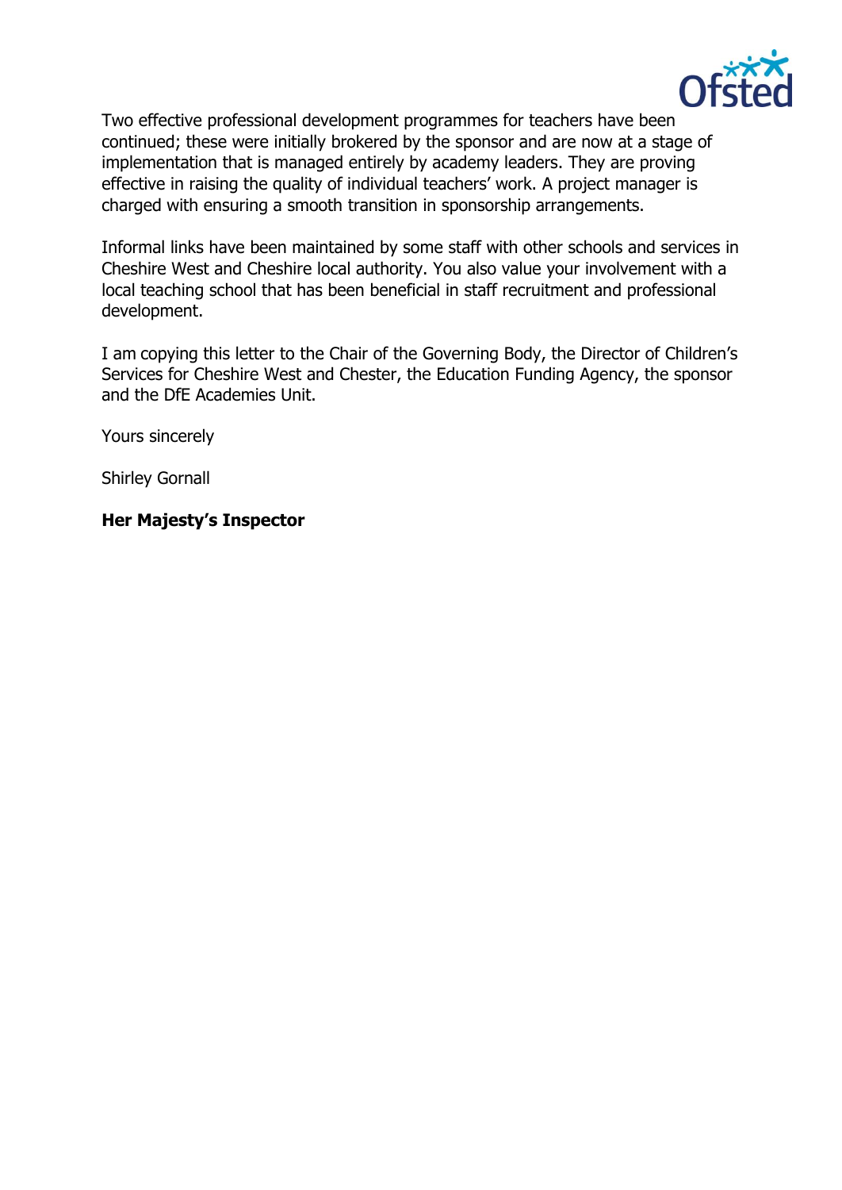Two effective professional development programmes for teachers have been continued; these were initially brokered by the sponsor and are now at a stage of implementation that is managed entirely by academy leaders. They are proving effective in raising the quality of individual teachers' work. A project manager is charged with ensuring a smooth transition in sponsorship arrangements.

Informal links have been maintained by some staff with other schools and services in Cheshire West and Cheshire local authority. You also value your involvement with a local teaching school that has been beneficial in staff recruitment and professional development.

I am copying this letter to the Chair of the Governing Body, the Director of Children's Services for Cheshire West and Chester, the Education Funding Agency, the sponsor and the DfE Academies Unit.

Yours sincerely

Shirley Gornall

**Her Majesty's Inspector**